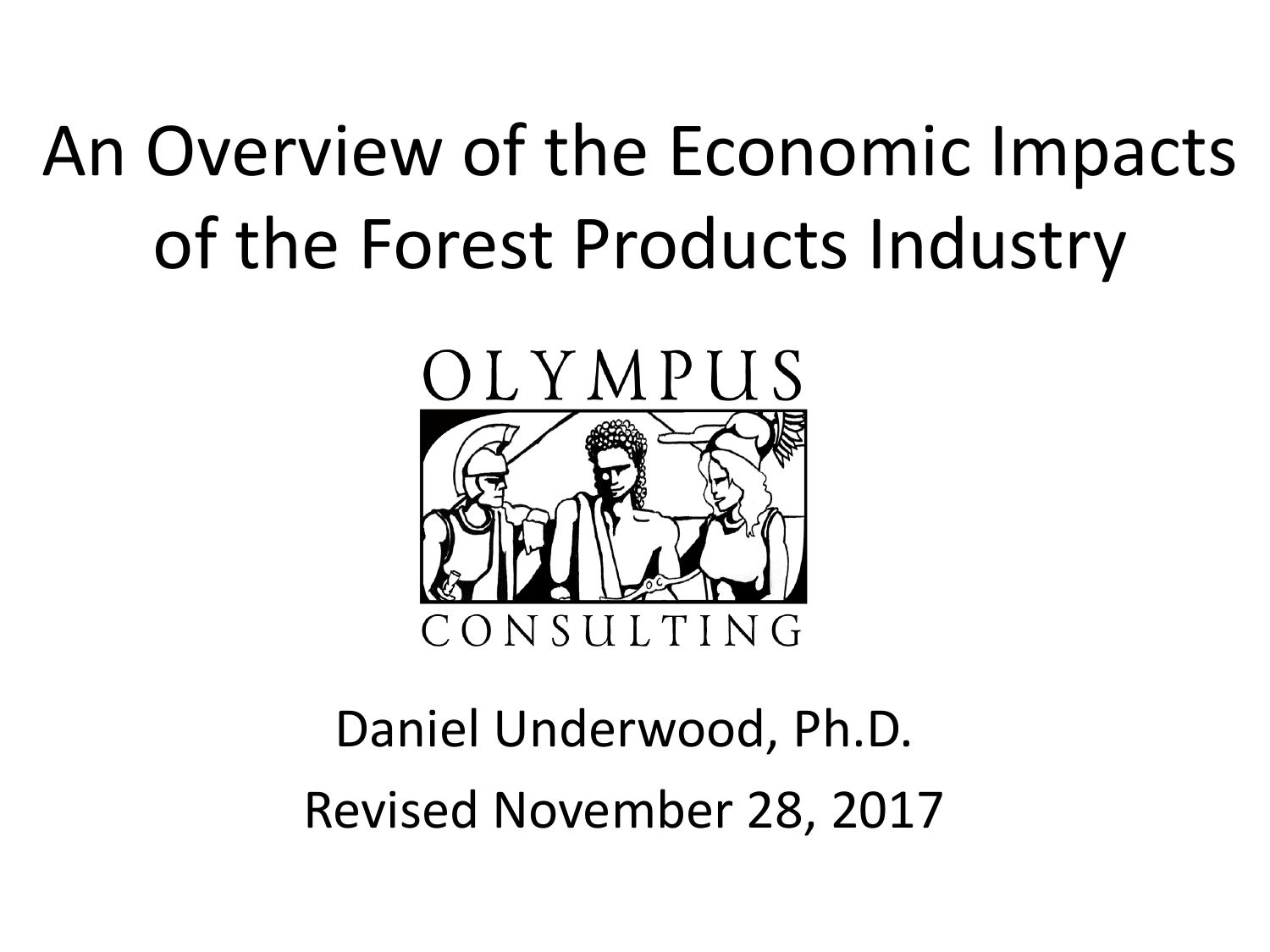# An Overview of the Economic Impacts of the Forest Products Industry

OLYMPUS

CONSULTING

Daniel Underwood, Ph.D.

Revised November 28, 2017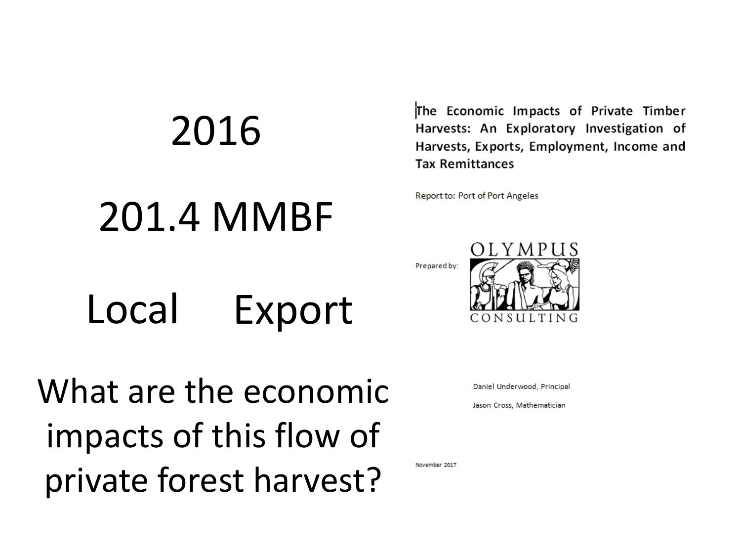2016

201.4 MMBF

Local Export

What are the economic impacts of this flow of private forest harvest?

**The Economic Impacts of Private Timber Harvests: An Exploratory Investigation of Harvests, Exports, Employment, Income and Tax Remittances**

Report to: Port of Port Angeles

Prepared by: OLYMPUS CONSULTING

Daniel Underwood, Principal

Jason Cross, Mathematician

November 2017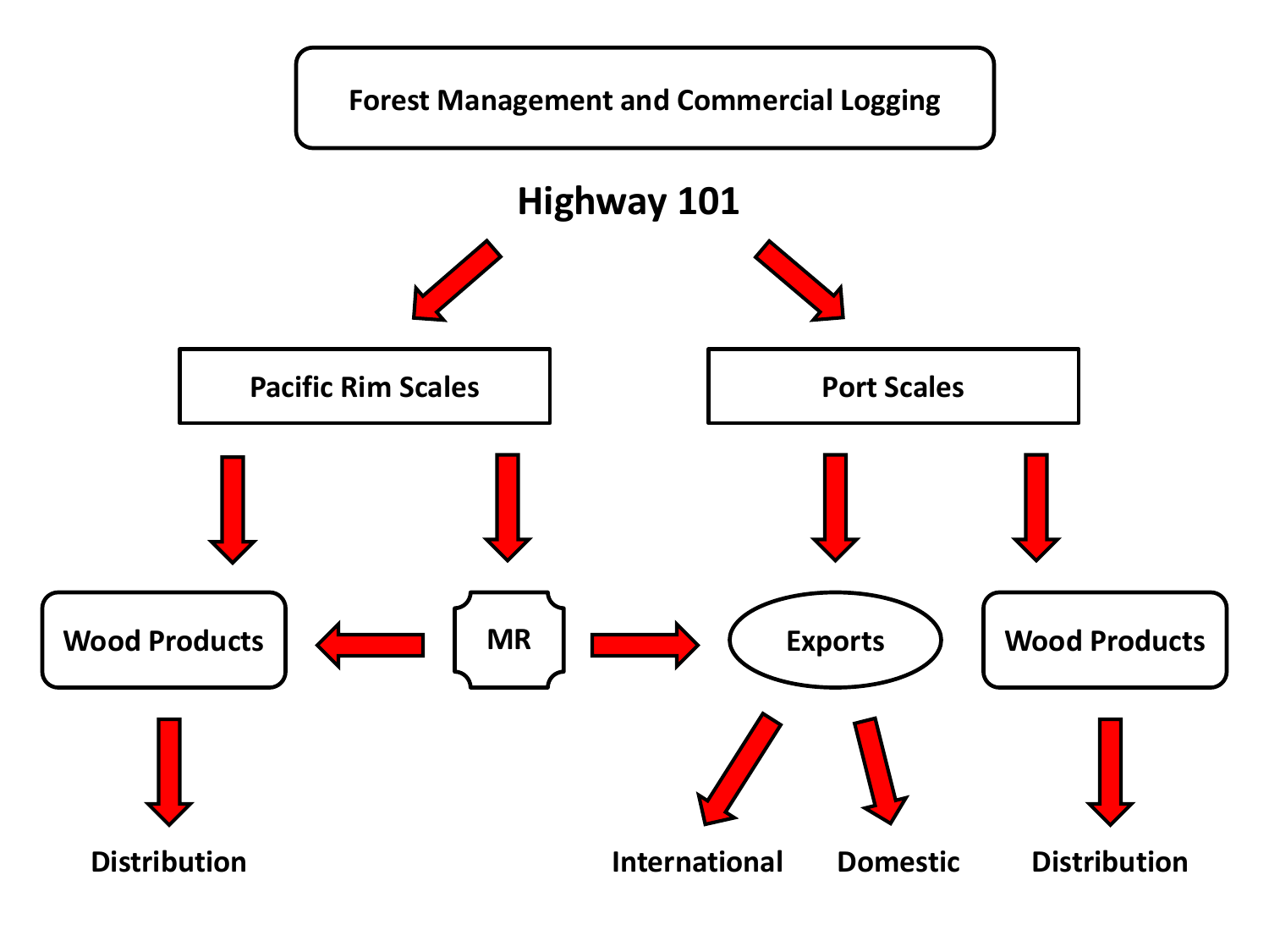Forest Management and Commercial Logging

Highway 101

Pacific Rim Scales

Port Scales

Wood Products

MR

Exports

Wood Products

Distribution

International

Domestic

Distribution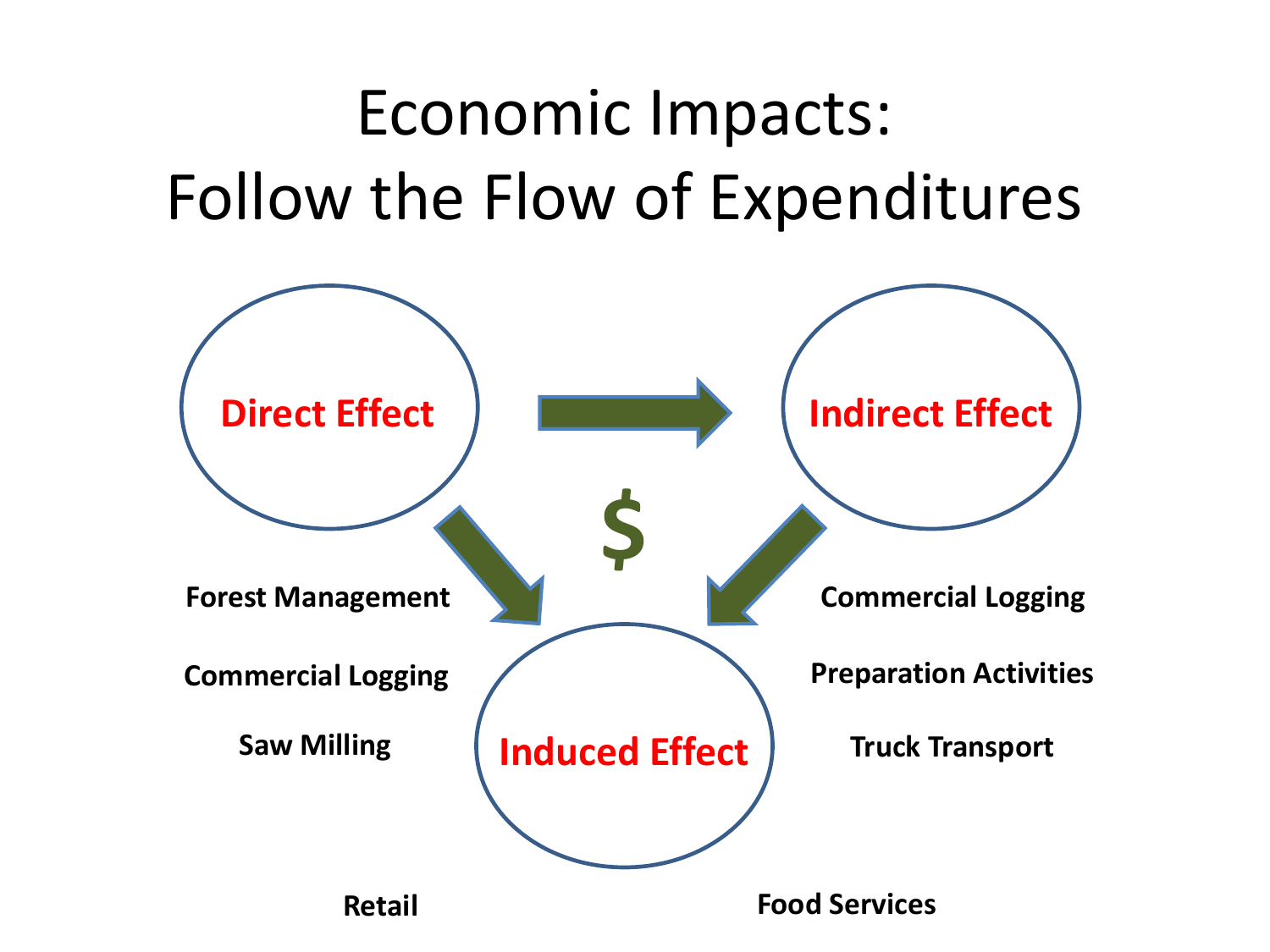# Economic Impacts: Follow the Flow of Expenditures

**Direct Effect**

- Forest Management
- Commercial Logging
- Saw Milling

**Indirect Effect**

- Commercial Logging
- Preparation Activities
- Truck Transport

$

**Induced Effect**

- Retail
- Food Services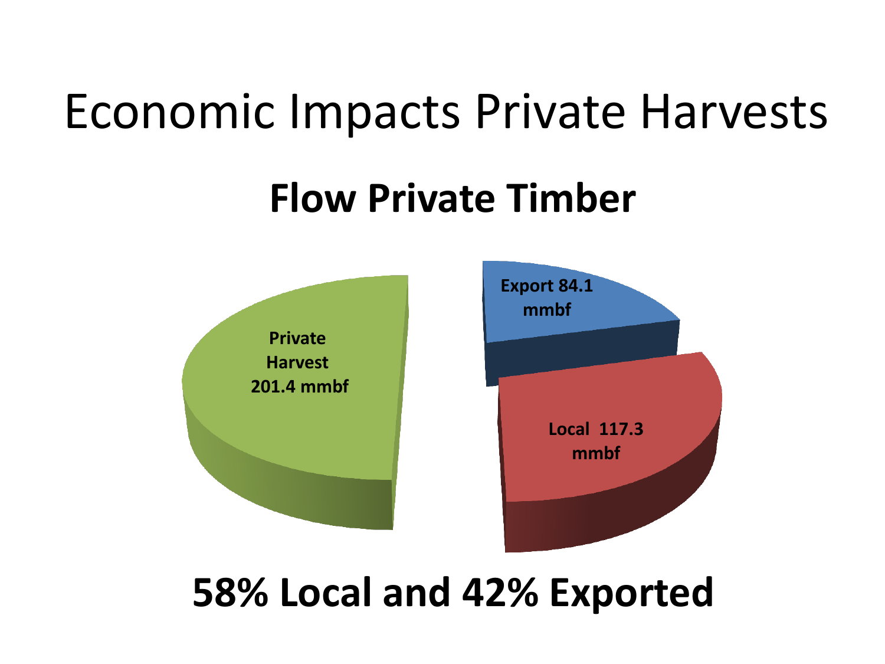# Economic Impacts Private Harvests

## Flow Private Timber

Private Harvest 201.4 mmbf

Export 84.1 mmbf

Local 117.3 mmbf

**58% Local and 42% Exported**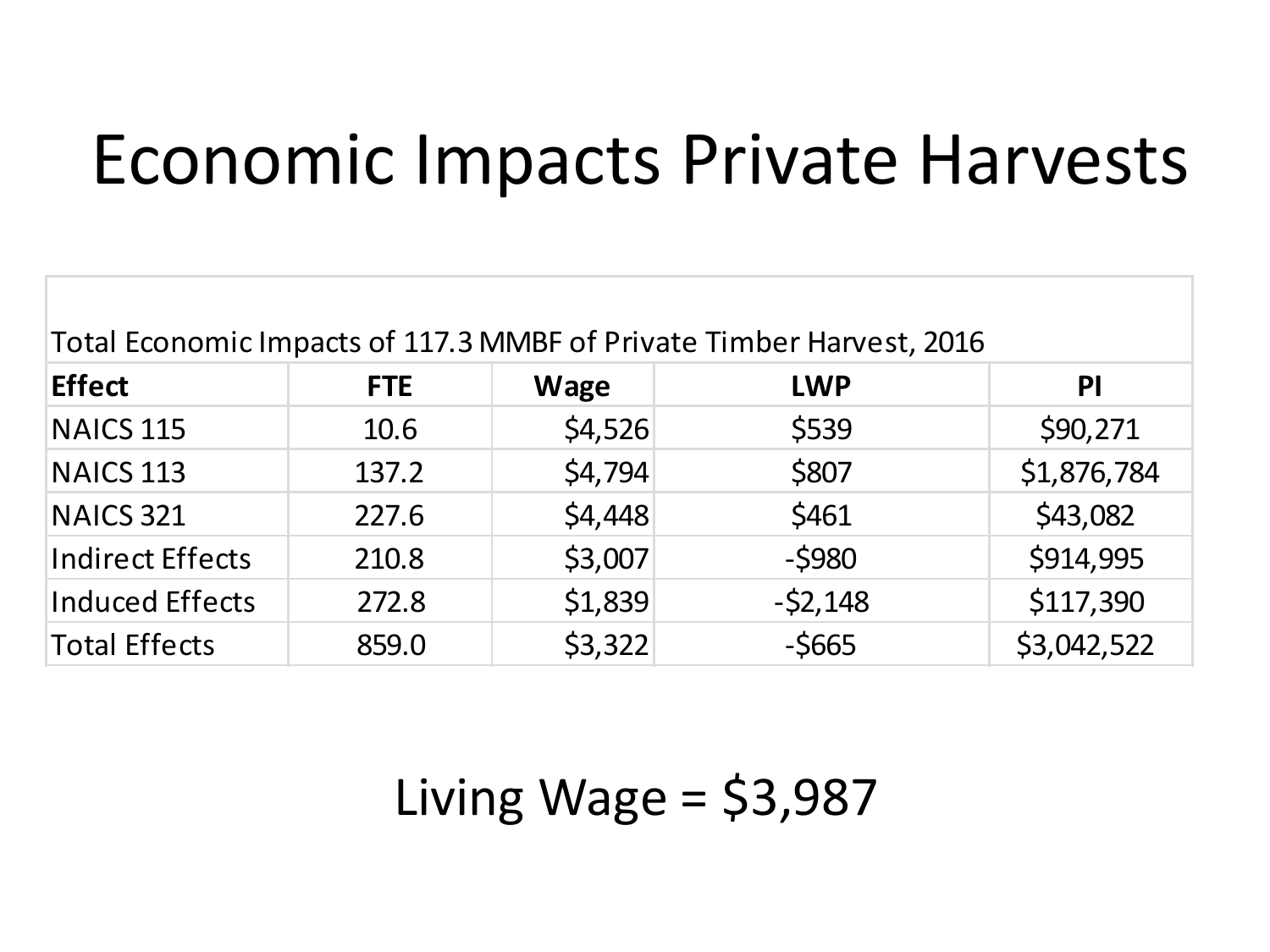# Economic Impacts Private Harvests

Total Economic Impacts of 117.3 MMBF of Private Timber Harvest, 2016

| Effect | FTE | Wage | LWP | PI |
|---|---|---|---|---|
| NAICS 115 | 10.6 | $4,526 | $539 | $90,271 |
| NAICS 113 | 137.2 | $4,794 | $807 | $1,876,784 |
| NAICS 321 | 227.6 | $4,448 | $461 | $43,082 |
| Indirect Effects | 210.8 | $3,007 | -$980 | $914,995 |
| Induced Effects | 272.8 | $1,839 | -$2,148 | $117,390 |
| Total Effects | 859.0 | $3,322 | -$665 | $3,042,522 |

Living Wage = $3,987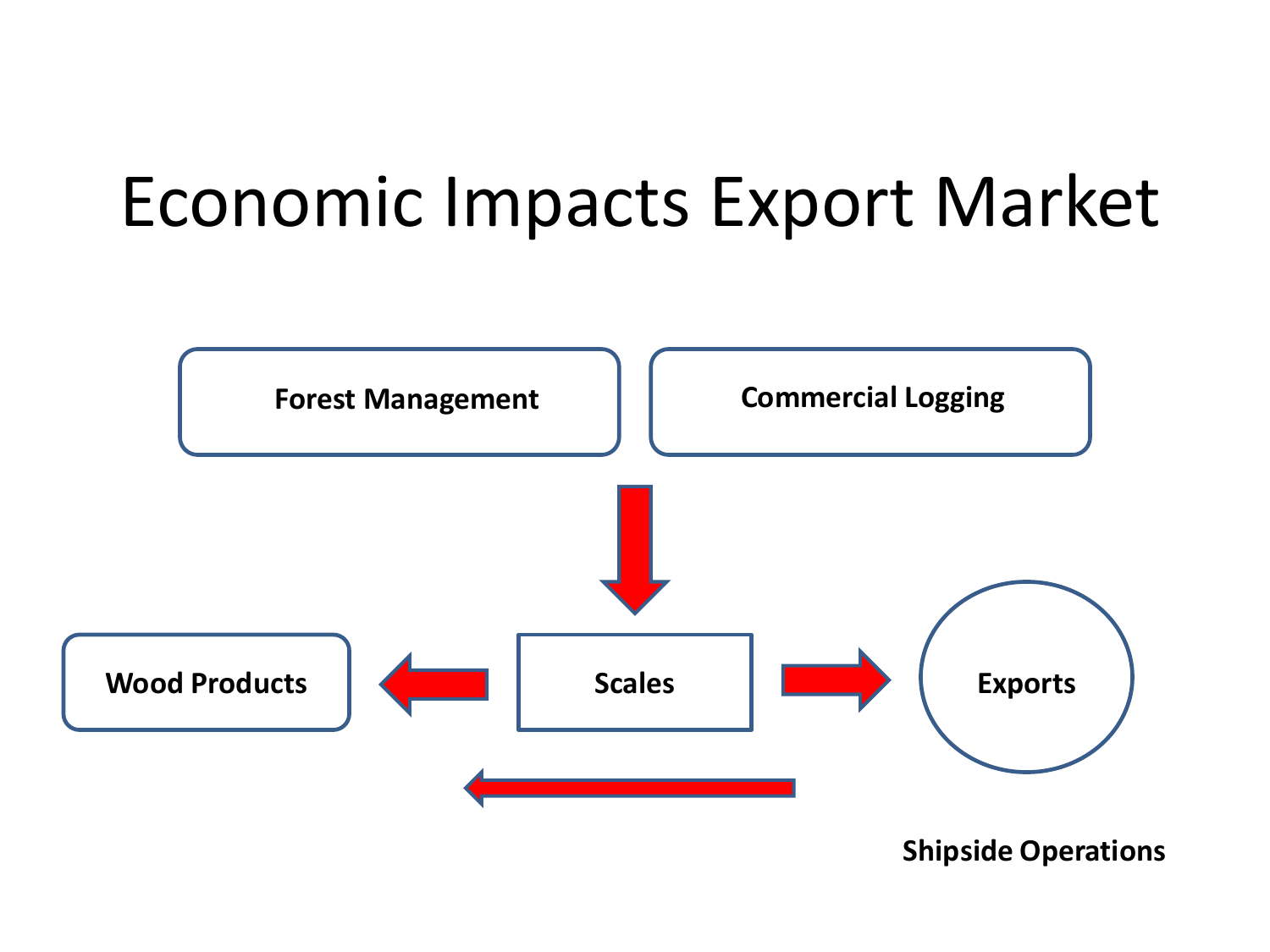# Economic Impacts Export Market

**Forest Management**

**Commercial Logging**

**Wood Products**

**Scales**

**Exports**

**Shipside Operations**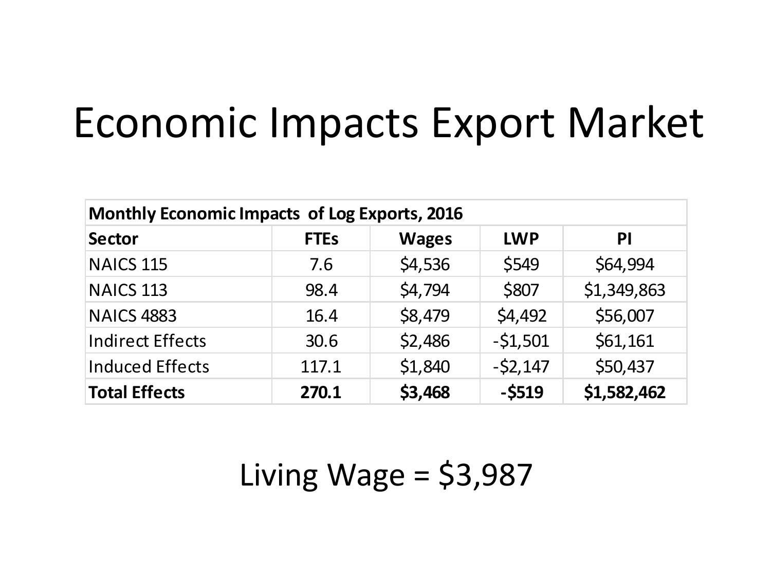# Economic Impacts Export Market

| **Monthly Economic Impacts of Log Exports, 2016** | | | | |
|---|---|---|---|---|
| **Sector** | **FTEs** | **Wages** | **LWP** | **PI** |
| NAICS 115 | 7.6 | $4,536 | $549 | $64,994 |
| NAICS 113 | 98.4 | $4,794 | $807 | $1,349,863 |
| NAICS 4883 | 16.4 | $8,479 | $4,492 | $56,007 |
| Indirect Effects | 30.6 | $2,486 | -$1,501 | $61,161 |
| Induced Effects | 117.1 | $1,840 | -$2,147 | $50,437 |
| **Total Effects** | **270.1** | **$3,468** | **-$519** | **$1,582,462** |

Living Wage = $3,987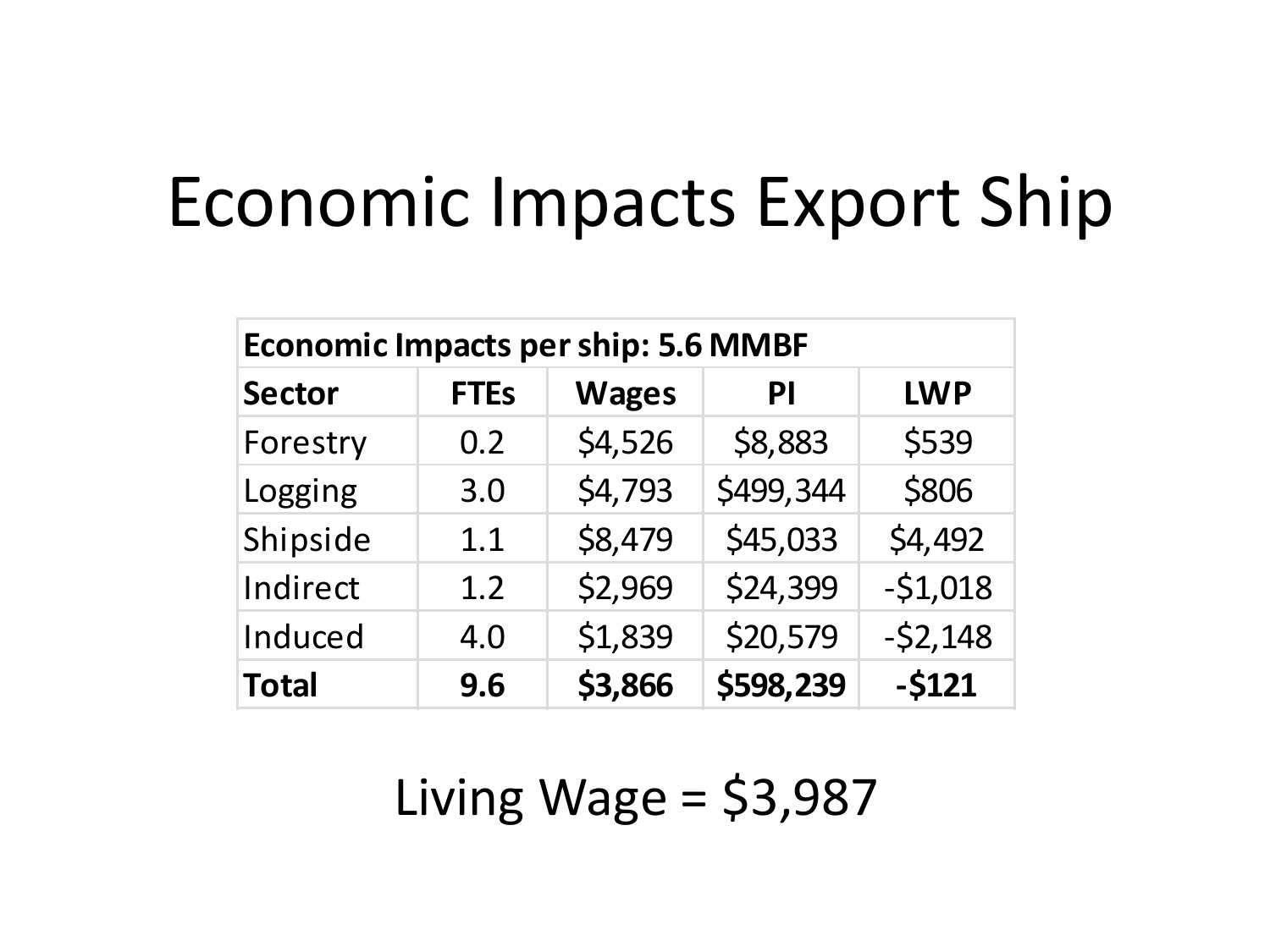# Economic Impacts Export Ship

| Economic Impacts per ship: 5.6 MMBF | | | | |
|---|---|---|---|---|
| **Sector** | **FTEs** | **Wages** | **PI** | **LWP** |
| Forestry | 0.2 | $4,526 | $8,883 | $539 |
| Logging | 3.0 | $4,793 | $499,344 | $806 |
| Shipside | 1.1 | $8,479 | $45,033 | $4,492 |
| Indirect | 1.2 | $2,969 | $24,399 | -$1,018 |
| Induced | 4.0 | $1,839 | $20,579 | -$2,148 |
| **Total** | **9.6** | **$3,866** | **$598,239** | **-$121** |

Living Wage = $3,987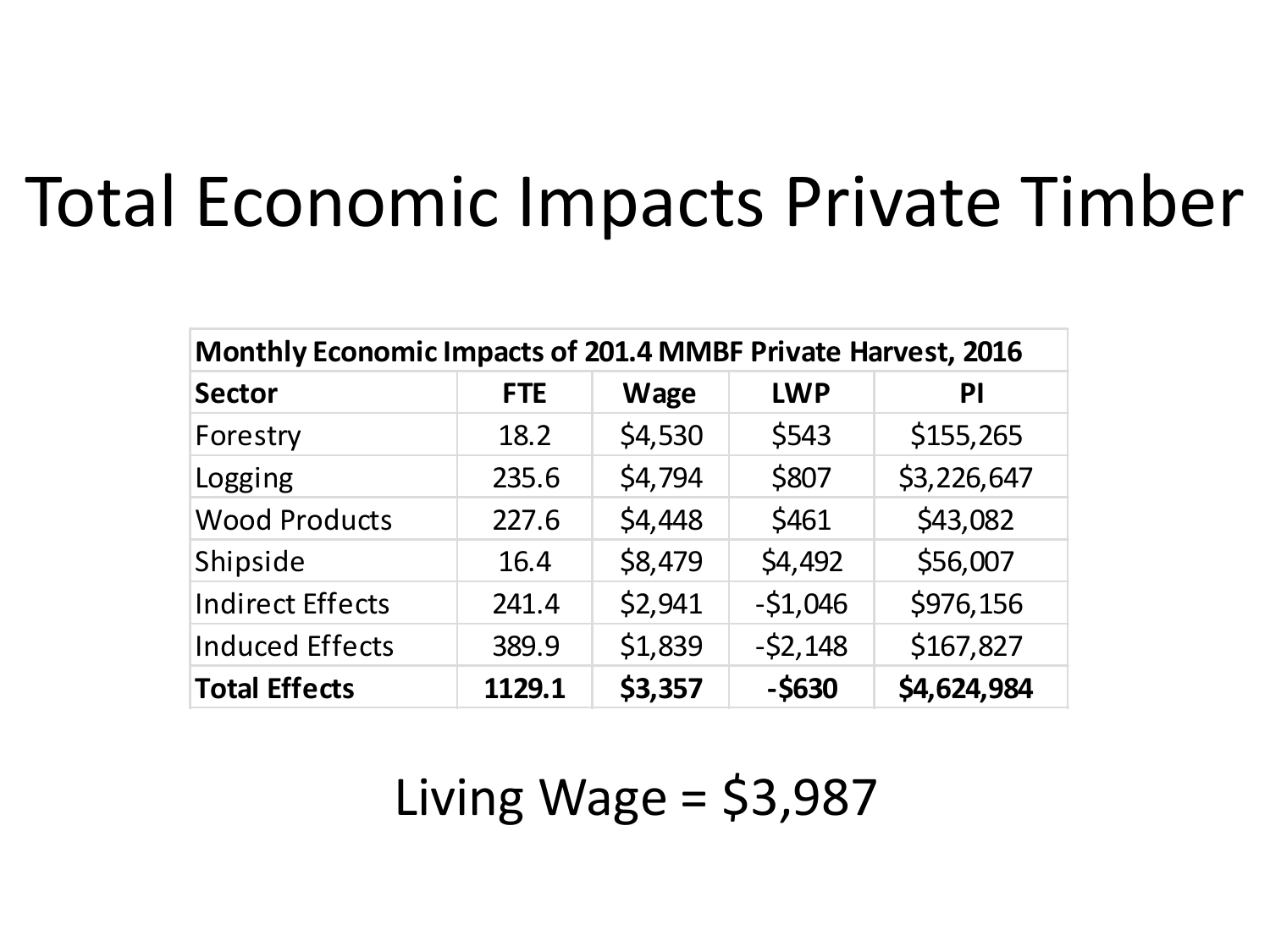# Total Economic Impacts Private Timber

| Monthly Economic Impacts of 201.4 MMBF Private Harvest, 2016 | | | | |
|---|---|---|---|---|
| **Sector** | **FTE** | **Wage** | **LWP** | **PI** |
| Forestry | 18.2 | $4,530 | $543 | $155,265 |
| Logging | 235.6 | $4,794 | $807 | $3,226,647 |
| Wood Products | 227.6 | $4,448 | $461 | $43,082 |
| Shipside | 16.4 | $8,479 | $4,492 | $56,007 |
| Indirect Effects | 241.4 | $2,941 | -$1,046 | $976,156 |
| Induced Effects | 389.9 | $1,839 | -$2,148 | $167,827 |
| **Total Effects** | **1129.1** | **$3,357** | **-$630** | **$4,624,984** |

Living Wage = $3,987